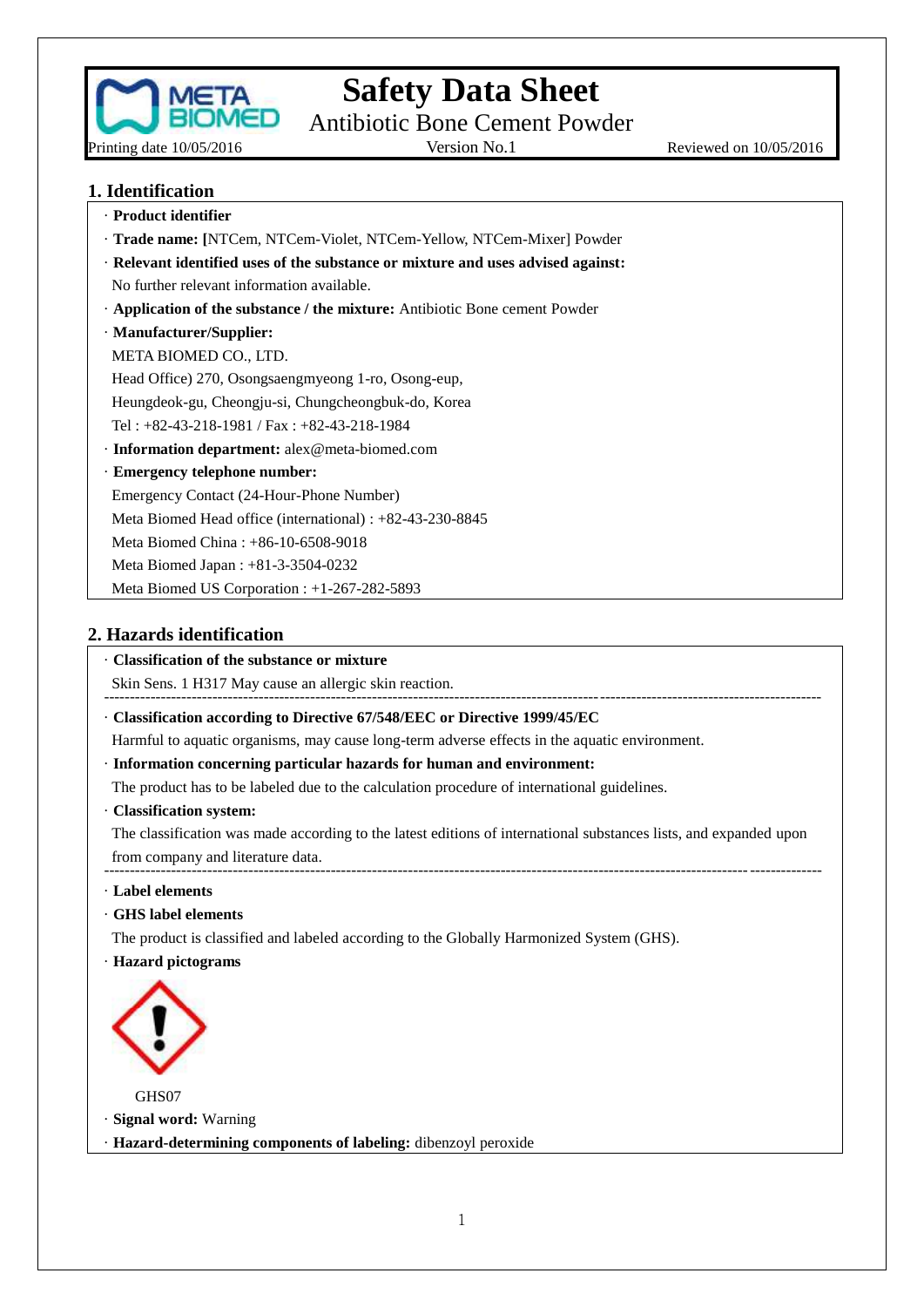# Safety Data Sheet

## Antibiotic Bone Cement Powder

Printing date 10/05/2016 Version No.1 Reviewed on 10/05/2016

## 1. Identification

· **Product identifier**

· **Trade name: [**NTCem, NTCem-Violet, NTCem-Yellow, NTCem-Mixer] Powder

· **Relevant identified uses of the substance or mixture and uses advised against:**

No further relevant information available.

· **Application of the substance / the mixture:** Antibiotic Bone cement Powder

· **Manufacturer/Supplier:**

META BIOMED CO., LTD.

Head Office) 270, Osongsaengmyeong 1-ro, Osong-eup,

Heungdeok-gu, Cheongju-si, Chungcheongbuk-do, Korea

Tel : +82-43-218-1981 / Fax : +82-43-218-1984

· **Information department:** alex@meta-biomed.com

· **Emergency telephone number:**

Emergency Contact (24-Hour-Phone Number)

Meta Biomed Head office (international) : +82-43-230-8845

Meta Biomed China : +86-10-6508-9018

Meta Biomed Japan : +81-3-3504-0232

Meta Biomed US Corporation : +1-267-282-5893

## 2. Hazards identification

· **Classification of the substance or mixture**

Skin Sens. 1 H317 May cause an allergic skin reaction.

---

· **Classification according to Directive 67/548/EEC or Directive 1999/45/EC**

Harmful to aquatic organisms, may cause long-term adverse effects in the aquatic environment.

· **Information concerning particular hazards for human and environment:**

The product has to be labeled due to the calculation procedure of international guidelines.

· **Classification system:**

The classification was made according to the latest editions of international substances lists, and expanded upon from company and literature data.

---

· **Label elements**

· **GHS label elements**

The product is classified and labeled according to the Globally Harmonized System (GHS).

· **Hazard pictograms**

GHS07

· **Signal word:** Warning

· **Hazard-determining components of labeling:** dibenzoyl peroxide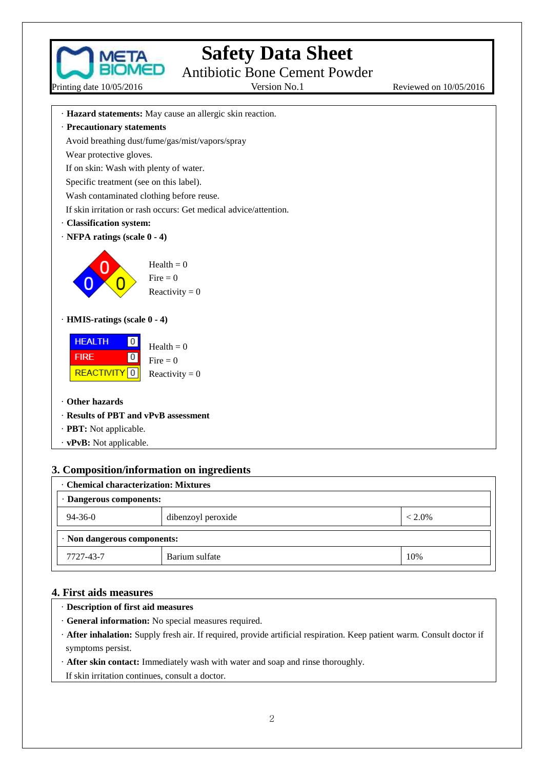· **Hazard statements:** May cause an allergic skin reaction.

· **Precautionary statements**

Avoid breathing dust/fume/gas/mist/vapors/spray

Wear protective gloves.

If on skin: Wash with plenty of water.

Specific treatment (see on this label).

Wash contaminated clothing before reuse.

If skin irritation or rash occurs: Get medical advice/attention.

· **Classification system:**

· **NFPA ratings (scale 0 - 4)**

Health = 0
Fire = 0
Reactivity = 0

· **HMIS-ratings (scale 0 - 4)**

| HEALTH | 0 |
|---|---|
| FIRE | 0 |
| REACTIVITY | 0 |

Health = 0
Fire = 0
Reactivity = 0

· **Other hazards**

· **Results of PBT and vPvB assessment**

· **PBT:** Not applicable.

· **vPvB:** Not applicable.

## 3. Composition/information on ingredients

· **Chemical characterization: Mixtures**

· **Dangerous components:**

| | | |
|---|---|---|
| 94-36-0 | dibenzoyl peroxide | < 2.0% |

· **Non dangerous components:**

| | | |
|---|---|---|
| 7727-43-7 | Barium sulfate | 10% |

## 4. First aids measures

· **Description of first aid measures**

· **General information:** No special measures required.

· **After inhalation:** Supply fresh air. If required, provide artificial respiration. Keep patient warm. Consult doctor if symptoms persist.

· **After skin contact:** Immediately wash with water and soap and rinse thoroughly.

If skin irritation continues, consult a doctor.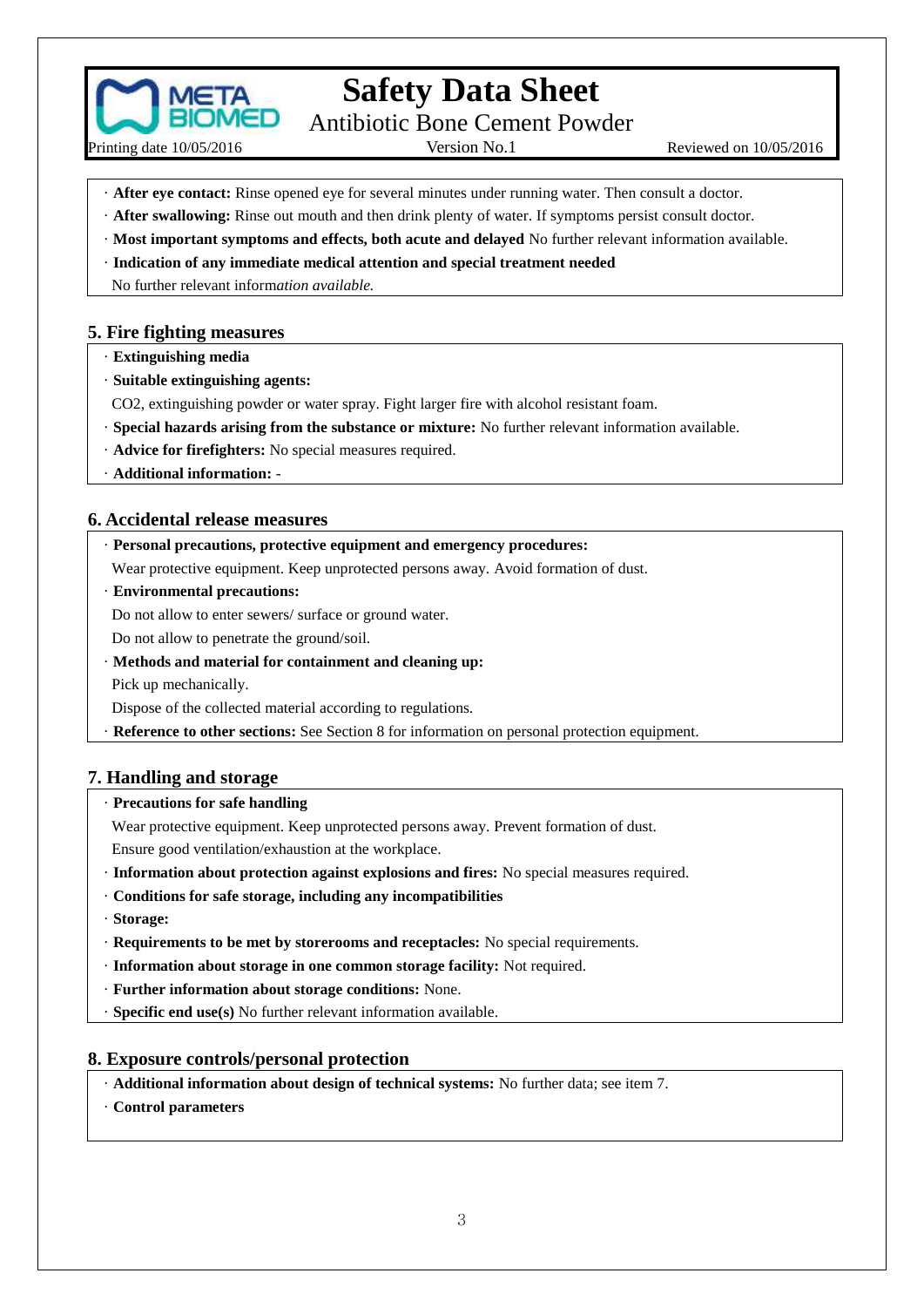· **After eye contact:** Rinse opened eye for several minutes under running water. Then consult a doctor.

· **After swallowing:** Rinse out mouth and then drink plenty of water. If symptoms persist consult doctor.

· **Most important symptoms and effects, both acute and delayed** No further relevant information available.

· **Indication of any immediate medical attention and special treatment needed**

No further relevant inform*ation available.*

## 5. Fire fighting measures

· **Extinguishing media**

· **Suitable extinguishing agents:**

CO2, extinguishing powder or water spray. Fight larger fire with alcohol resistant foam.

· **Special hazards arising from the substance or mixture:** No further relevant information available.

· **Advice for firefighters:** No special measures required.

· **Additional information:** -

## 6. Accidental release measures

· **Personal precautions, protective equipment and emergency procedures:**

Wear protective equipment. Keep unprotected persons away. Avoid formation of dust.

· **Environmental precautions:**

Do not allow to enter sewers/ surface or ground water.

Do not allow to penetrate the ground/soil.

· **Methods and material for containment and cleaning up:**

Pick up mechanically.

Dispose of the collected material according to regulations.

· **Reference to other sections:** See Section 8 for information on personal protection equipment.

## 7. Handling and storage

· **Precautions for safe handling**

Wear protective equipment. Keep unprotected persons away. Prevent formation of dust.

Ensure good ventilation/exhaustion at the workplace.

· **Information about protection against explosions and fires:** No special measures required.

· **Conditions for safe storage, including any incompatibilities**

· **Storage:**

· **Requirements to be met by storerooms and receptacles:** No special requirements.

· **Information about storage in one common storage facility:** Not required.

· **Further information about storage conditions:** None.

· **Specific end use(s)** No further relevant information available.

## 8. Exposure controls/personal protection

· **Additional information about design of technical systems:** No further data; see item 7.

· **Control parameters**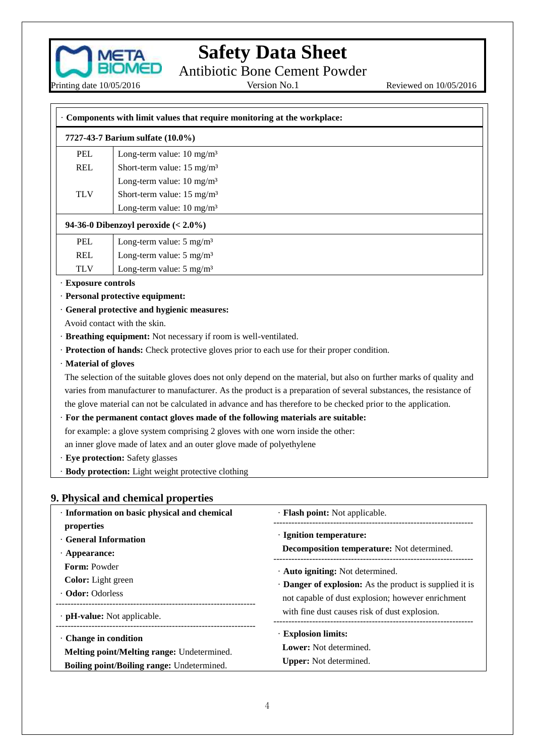· **Components with limit values that require monitoring at the workplace:**

| **7727-43-7 Barium sulfate (10.0%)** | |
|---|---|
| PEL | Long-term value: 10 mg/m³ |
| REL | Short-term value: 15 mg/m³ |
| | Long-term value: 10 mg/m³ |
| TLV | Short-term value: 15 mg/m³ |
| | Long-term value: 10 mg/m³ |
| **94-36-0 Dibenzoyl peroxide (< 2.0%)** | |
| PEL | Long-term value: 5 mg/m³ |
| REL | Long-term value: 5 mg/m³ |
| TLV | Long-term value: 5 mg/m³ |

· **Exposure controls**

· **Personal protective equipment:**

· **General protective and hygienic measures:**

Avoid contact with the skin.

· **Breathing equipment:** Not necessary if room is well-ventilated.

· **Protection of hands:** Check protective gloves prior to each use for their proper condition.

· **Material of gloves**

The selection of the suitable gloves does not only depend on the material, but also on further marks of quality and varies from manufacturer to manufacturer. As the product is a preparation of several substances, the resistance of the glove material can not be calculated in advance and has therefore to be checked prior to the application.

· **For the permanent contact gloves made of the following materials are suitable:**

for example: a glove system comprising 2 gloves with one worn inside the other:

an inner glove made of latex and an outer glove made of polyethylene

· **Eye protection:** Safety glasses

· **Body protection:** Light weight protective clothing

## 9. Physical and chemical properties

· **Information on basic physical and chemical properties**

· **General Information**

· **Appearance:**

**Form:** Powder

**Color:** Light green

· **Odor:** Odorless

· **pH-value:** Not applicable.

· **Change in condition**

**Melting point/Melting range:** Undetermined.

**Boiling point/Boiling range:** Undetermined.

· **Flash point:** Not applicable.

· **Ignition temperature:**

**Decomposition temperature:** Not determined.

· **Auto igniting:** Not determined.

· **Danger of explosion:** As the product is supplied it is not capable of dust explosion; however enrichment with fine dust causes risk of dust explosion.

· **Explosion limits:**

**Lower:** Not determined.

**Upper:** Not determined.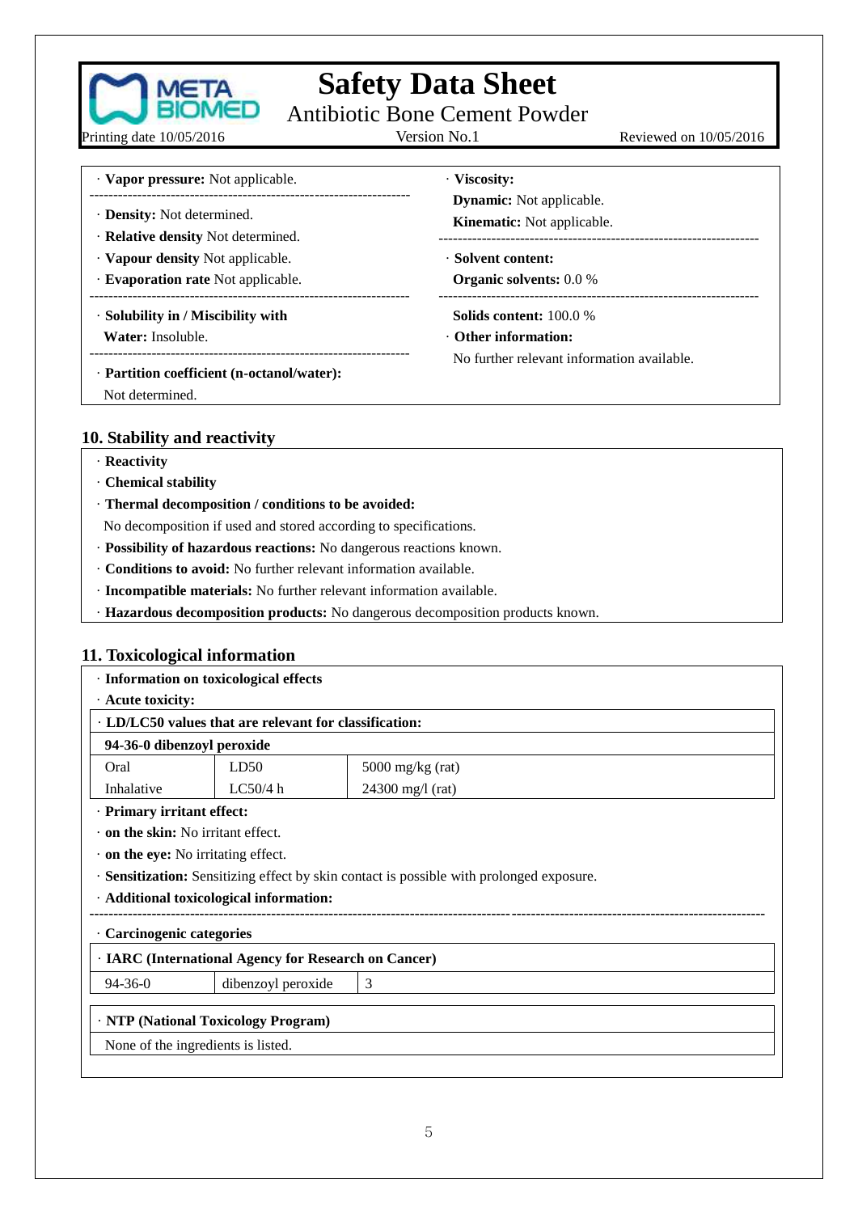· **Vapor pressure:** Not applicable.

· **Density:** Not determined.
· **Relative density** Not determined.
· **Vapour density** Not applicable.
· **Evaporation rate** Not applicable.

· **Solubility in / Miscibility with**
**Water:** Insoluble.

· **Partition coefficient (n-octanol/water):**
Not determined.

· **Viscosity:**
**Dynamic:** Not applicable.
**Kinematic:** Not applicable.

· **Solvent content:**
**Organic solvents:** 0.0 %

**Solids content:** 100.0 %
· **Other information:**
No further relevant information available.

## 10. Stability and reactivity

· **Reactivity**
· **Chemical stability**
· **Thermal decomposition / conditions to be avoided:**
No decomposition if used and stored according to specifications.
· **Possibility of hazardous reactions:** No dangerous reactions known.
· **Conditions to avoid:** No further relevant information available.
· **Incompatible materials:** No further relevant information available.
· **Hazardous decomposition products:** No dangerous decomposition products known.

## 11. Toxicological information

· **Information on toxicological effects**
· **Acute toxicity:**

· **LD/LC50 values that are relevant for classification:**

| **94-36-0 dibenzoyl peroxide** | | |
|---|---|---|
| Oral | LD50 | 5000 mg/kg (rat) |
| Inhalative | LC50/4 h | 24300 mg/l (rat) |

· **Primary irritant effect:**
· **on the skin:** No irritant effect.
· **on the eye:** No irritating effect.
· **Sensitization:** Sensitizing effect by skin contact is possible with prolonged exposure.
· **Additional toxicological information:**

· **Carcinogenic categories**

· **IARC (International Agency for Research on Cancer)**

| 94-36-0 | dibenzoyl peroxide | 3 |
|---|---|---|

· **NTP (National Toxicology Program)**

None of the ingredients is listed.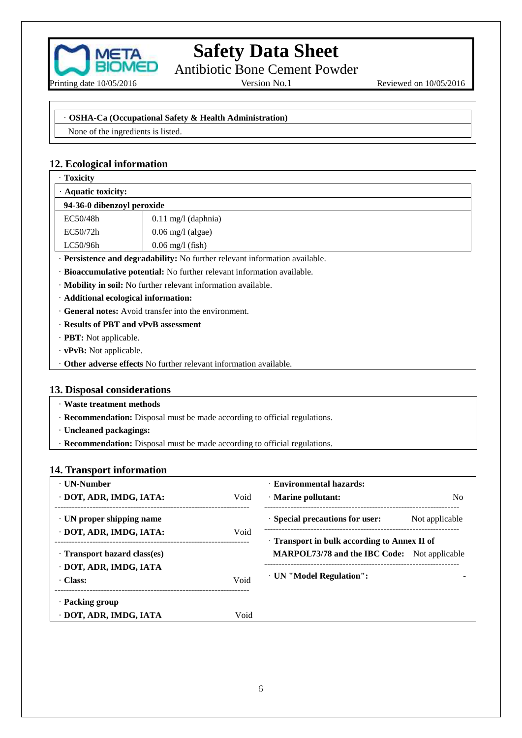· **OSHA-Ca (Occupational Safety & Health Administration)**

None of the ingredients is listed.

## 12. Ecological information

· **Toxicity**

· **Aquatic toxicity:**

| 94-36-0 dibenzoyl peroxide | |
|---|---|
| EC50/48h | 0.11 mg/l (daphnia) |
| EC50/72h | 0.06 mg/l (algae) |
| LC50/96h | 0.06 mg/l (fish) |

· **Persistence and degradability:** No further relevant information available.

· **Bioaccumulative potential:** No further relevant information available.

· **Mobility in soil:** No further relevant information available.

· **Additional ecological information:**

· **General notes:** Avoid transfer into the environment.

· **Results of PBT and vPvB assessment**

· **PBT:** Not applicable.

· **vPvB:** Not applicable.

· **Other adverse effects** No further relevant information available.

## 13. Disposal considerations

· **Waste treatment methods**

· **Recommendation:** Disposal must be made according to official regulations.

· **Uncleaned packagings:**

· **Recommendation:** Disposal must be made according to official regulations.

## 14. Transport information

· **UN-Number**

· **DOT, ADR, IMDG, IATA:** Void

· **UN proper shipping name**

· **DOT, ADR, IMDG, IATA:** Void

· **Transport hazard class(es)**

· **DOT, ADR, IMDG, IATA**

· **Class:** Void

· **Packing group**

· **DOT, ADR, IMDG, IATA** Void

· **Environmental hazards:**

· **Marine pollutant:** No

· **Special precautions for user:** Not applicable

· **Transport in bulk according to Annex II of MARPOL73/78 and the IBC Code:** Not applicable

· **UN "Model Regulation":** -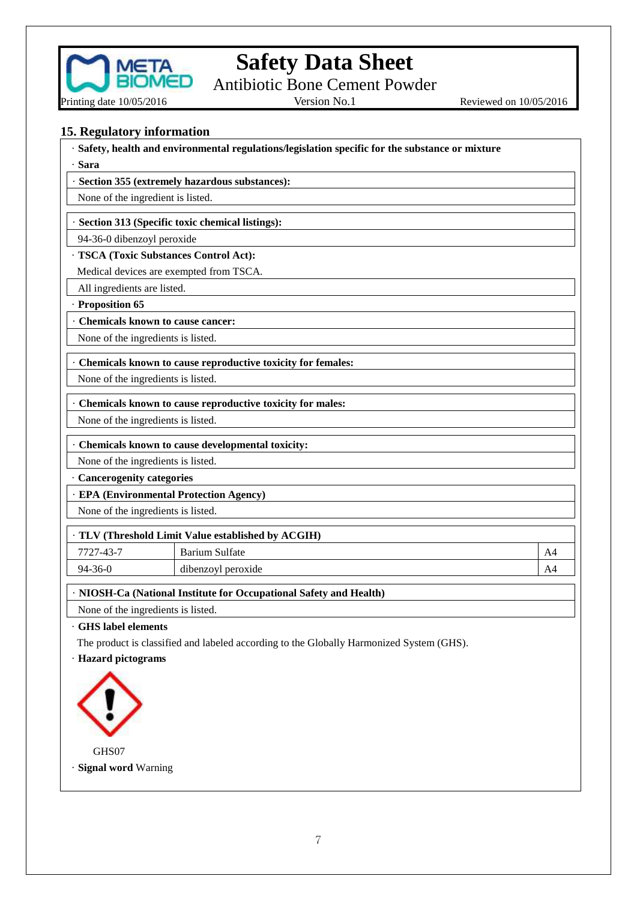## 15. Regulatory information

· **Safety, health and environmental regulations/legislation specific for the substance or mixture**

· **Sara**

· **Section 355 (extremely hazardous substances):**

None of the ingredient is listed.

· **Section 313 (Specific toxic chemical listings):**

94-36-0 dibenzoyl peroxide

· **TSCA (Toxic Substances Control Act):**

Medical devices are exempted from TSCA.

All ingredients are listed.

· **Proposition 65**

· **Chemicals known to cause cancer:**

None of the ingredients is listed.

· **Chemicals known to cause reproductive toxicity for females:**

None of the ingredients is listed.

· **Chemicals known to cause reproductive toxicity for males:**

None of the ingredients is listed.

· **Chemicals known to cause developmental toxicity:**

None of the ingredients is listed.

· **Cancerogenity categories**

· **EPA (Environmental Protection Agency)**

None of the ingredients is listed.

· **TLV (Threshold Limit Value established by ACGIH)**

| | | |
|---|---|---|
| 7727-43-7 | Barium Sulfate | A4 |
| 94-36-0 | dibenzoyl peroxide | A4 |

· **NIOSH-Ca (National Institute for Occupational Safety and Health)**

None of the ingredients is listed.

· **GHS label elements**

The product is classified and labeled according to the Globally Harmonized System (GHS).

· **Hazard pictograms**

GHS07

· **Signal word** Warning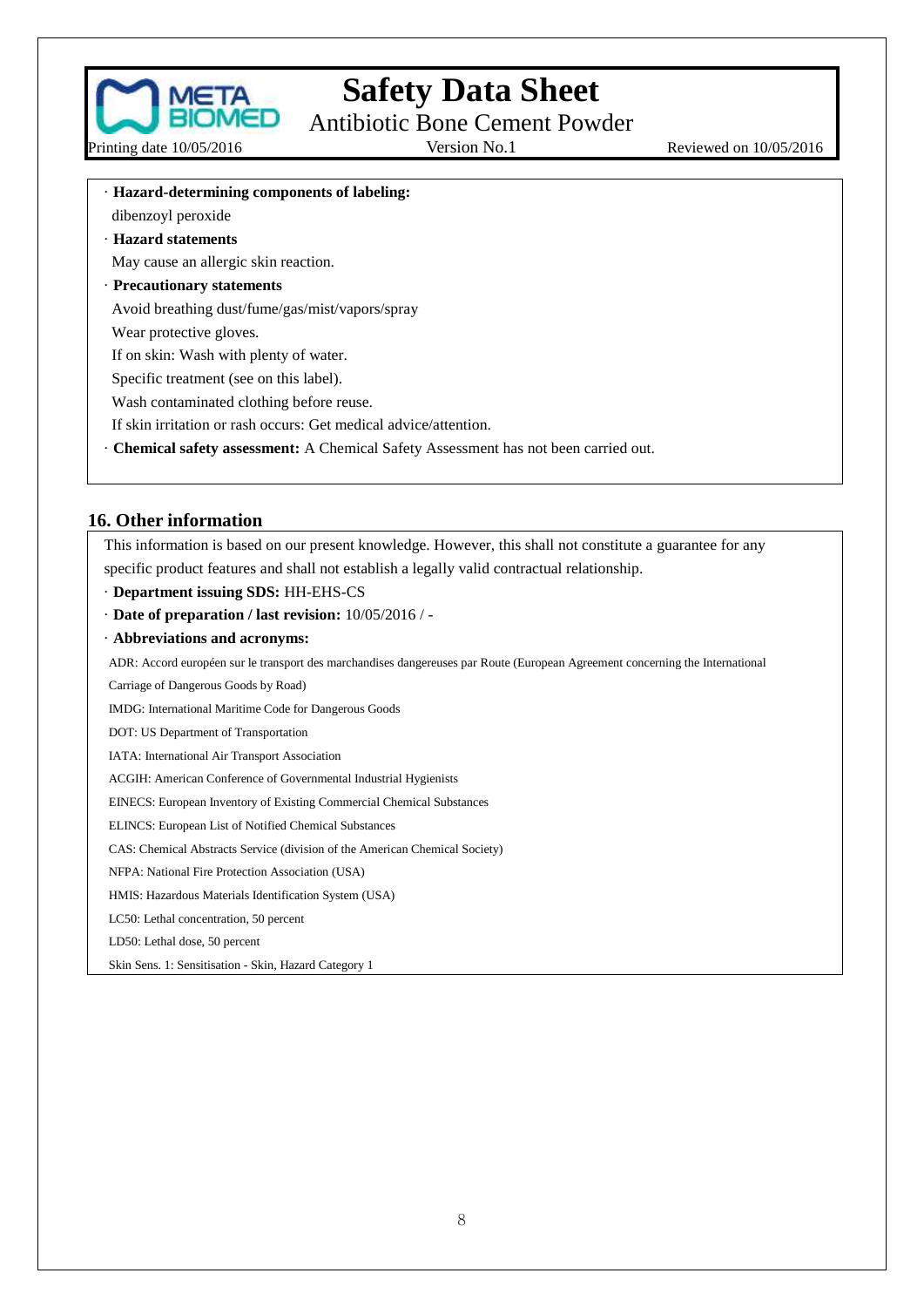· **Hazard-determining components of labeling:**

dibenzoyl peroxide

· **Hazard statements**

May cause an allergic skin reaction.

· **Precautionary statements**

Avoid breathing dust/fume/gas/mist/vapors/spray

Wear protective gloves.

If on skin: Wash with plenty of water.

Specific treatment (see on this label).

Wash contaminated clothing before reuse.

If skin irritation or rash occurs: Get medical advice/attention.

· **Chemical safety assessment:** A Chemical Safety Assessment has not been carried out.

## 16. Other information

This information is based on our present knowledge. However, this shall not constitute a guarantee for any specific product features and shall not establish a legally valid contractual relationship.

· **Department issuing SDS:** HH-EHS-CS

· **Date of preparation / last revision:** 10/05/2016 / -

· **Abbreviations and acronyms:**

ADR: Accord européen sur le transport des marchandises dangereuses par Route (European Agreement concerning the International Carriage of Dangerous Goods by Road)

IMDG: International Maritime Code for Dangerous Goods

DOT: US Department of Transportation

IATA: International Air Transport Association

ACGIH: American Conference of Governmental Industrial Hygienists

EINECS: European Inventory of Existing Commercial Chemical Substances

ELINCS: European List of Notified Chemical Substances

CAS: Chemical Abstracts Service (division of the American Chemical Society)

NFPA: National Fire Protection Association (USA)

HMIS: Hazardous Materials Identification System (USA)

LC50: Lethal concentration, 50 percent

LD50: Lethal dose, 50 percent

Skin Sens. 1: Sensitisation - Skin, Hazard Category 1